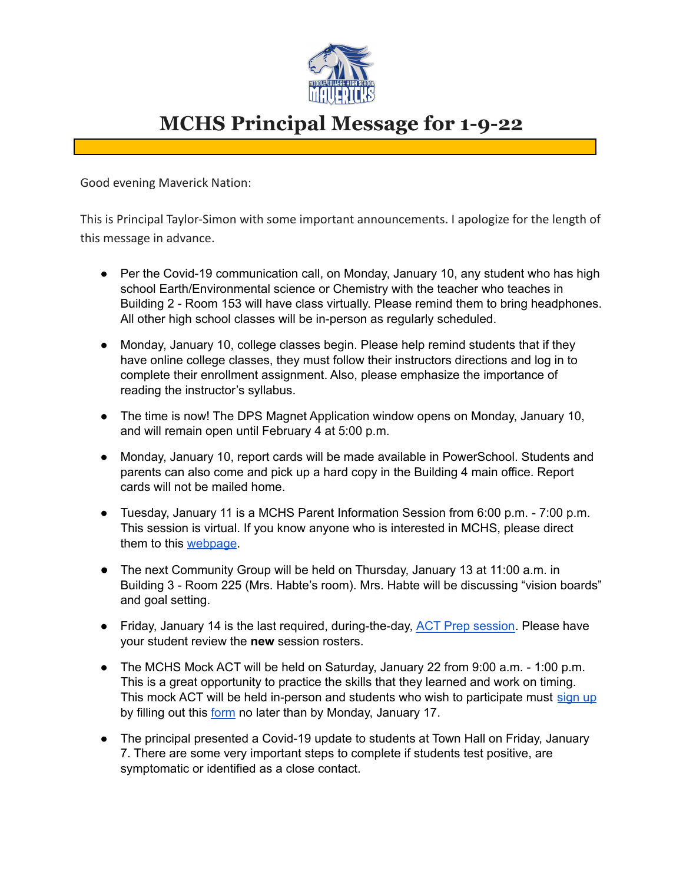# MCHS Principal Message for 1-9-22

Good evening Maverick Nation:

This is Principal Taylor-Simon with some important announcements. I apologize for the length of this message in advance.

- Per the Covid-19 communication call, on Monday, January 10, any student who has high school Earth/Environmental science or Chemistry with the teacher who teaches in Building 2 - Room 153 will have class virtually. Please remind them to bring headphones. All other high school classes will be in-person as regularly scheduled.

- Monday, January 10, college classes begin. Please help remind students that if they have online college classes, they must follow their instructors directions and log in to complete their enrollment assignment. Also, please emphasize the importance of reading the instructor's syllabus.

- The time is now! The DPS Magnet Application window opens on Monday, January 10, and will remain open until February 4 at 5:00 p.m.

- Monday, January 10, report cards will be made available in PowerSchool. Students and parents can also come and pick up a hard copy in the Building 4 main office. Report cards will not be mailed home.

- Tuesday, January 11 is a MCHS Parent Information Session from 6:00 p.m. - 7:00 p.m. This session is virtual. If you know anyone who is interested in MCHS, please direct them to this webpage.

- The next Community Group will be held on Thursday, January 13 at 11:00 a.m. in Building 3 - Room 225 (Mrs. Habte's room). Mrs. Habte will be discussing "vision boards" and goal setting.

- Friday, January 14 is the last required, during-the-day, ACT Prep session. Please have your student review the **new** session rosters.

- The MCHS Mock ACT will be held on Saturday, January 22 from 9:00 a.m. - 1:00 p.m. This is a great opportunity to practice the skills that they learned and work on timing. This mock ACT will be held in-person and students who wish to participate must sign up by filling out this form no later than by Monday, January 17.

- The principal presented a Covid-19 update to students at Town Hall on Friday, January 7. There are some very important steps to complete if students test positive, are symptomatic or identified as a close contact.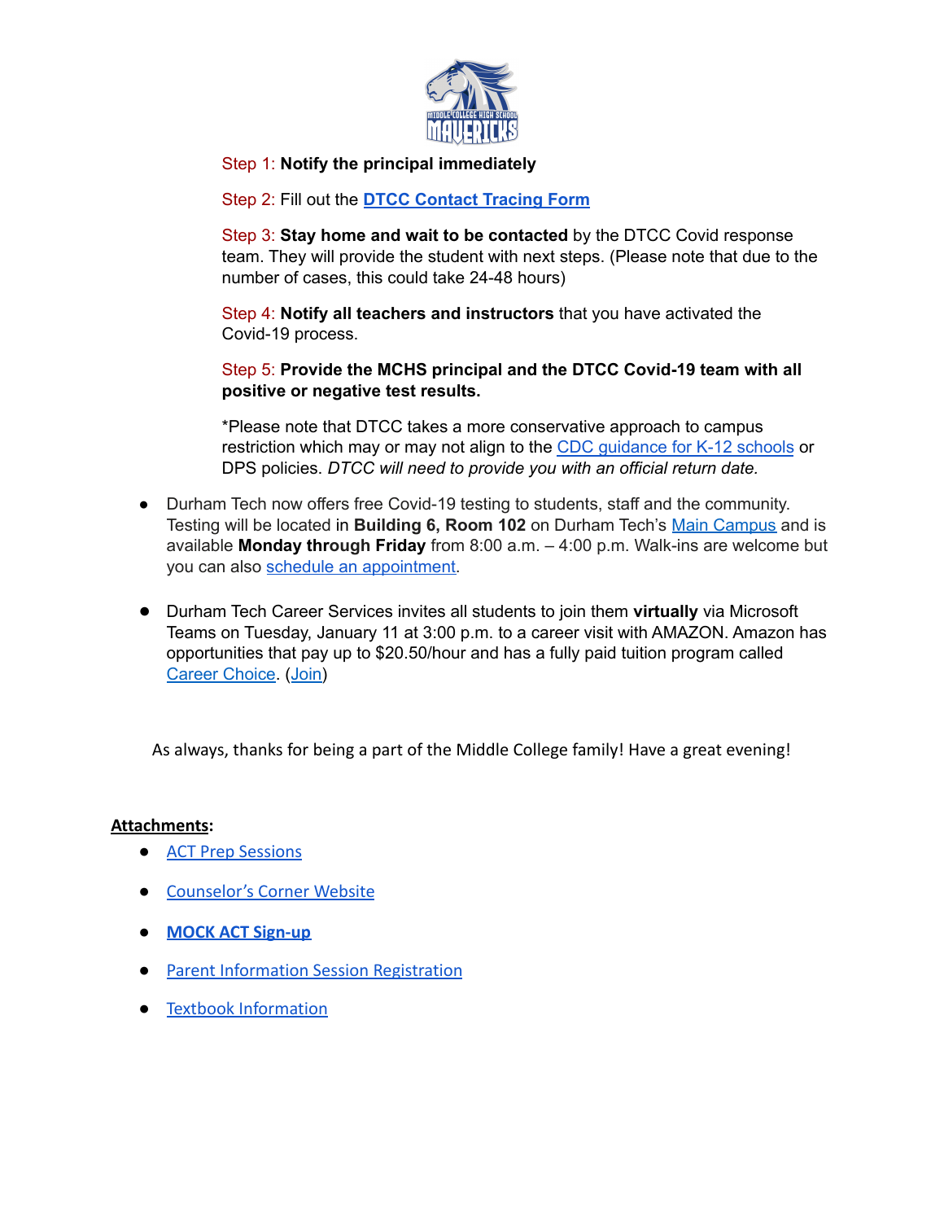Step 1: **Notify the principal immediately**

Step 2: Fill out the **DTCC Contact Tracing Form**

Step 3: **Stay home and wait to be contacted** by the DTCC Covid response team. They will provide the student with next steps. (Please note that due to the number of cases, this could take 24-48 hours)

Step 4: **Notify all teachers and instructors** that you have activated the Covid-19 process.

Step 5: **Provide the MCHS principal and the DTCC Covid-19 team with all positive or negative test results.**

*Please note that DTCC takes a more conservative approach to campus restriction which may or may not align to the CDC guidance for K-12 schools or DPS policies. *DTCC will need to provide you with an official return date.*

- Durham Tech now offers free Covid-19 testing to students, staff and the community. Testing will be located in **Building 6, Room 102** on Durham Tech's Main Campus and is available **Monday through Friday** from 8:00 a.m. – 4:00 p.m. Walk-ins are welcome but you can also schedule an appointment.

- Durham Tech Career Services invites all students to join them **virtually** via Microsoft Teams on Tuesday, January 11 at 3:00 p.m. to a career visit with AMAZON. Amazon has opportunities that pay up to $20.50/hour and has a fully paid tuition program called Career Choice. (Join)

As always, thanks for being a part of the Middle College family! Have a great evening!

**Attachments**:

- ACT Prep Sessions
- Counselor's Corner Website
- **MOCK ACT Sign-up**
- Parent Information Session Registration
- Textbook Information